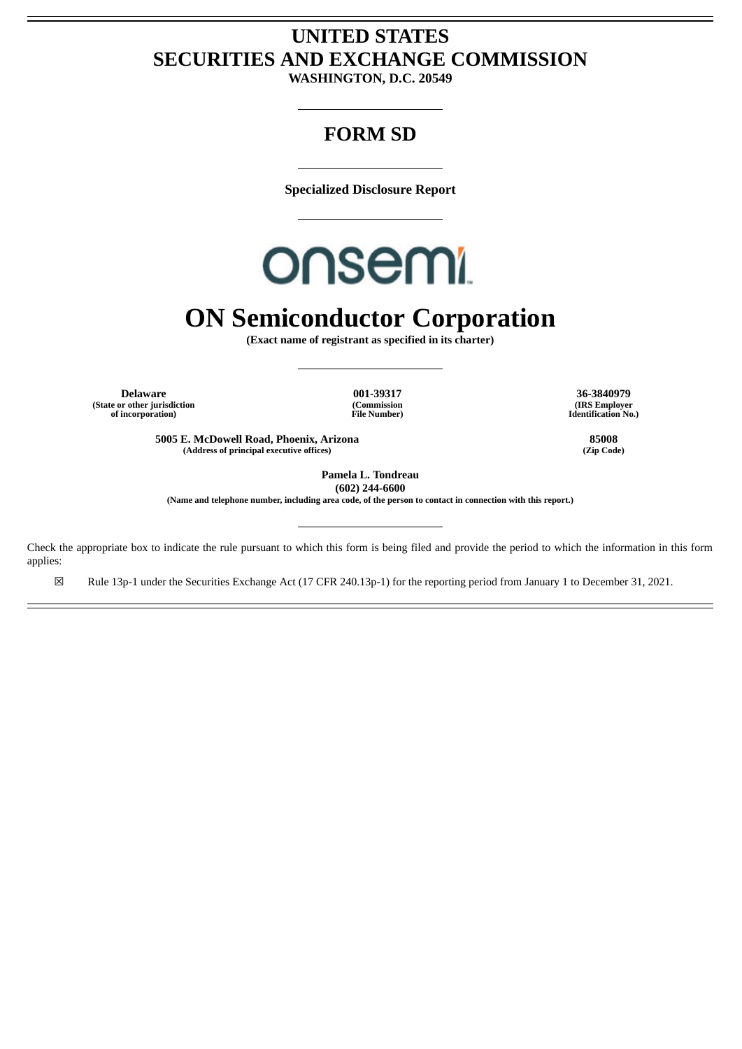# UNITED STATES
# SECURITIES AND EXCHANGE COMMISSION
**WASHINGTON, D.C. 20549**

---

## FORM SD

---

**Specialized Disclosure Report**

---

onsemi

# ON Semiconductor Corporation
**(Exact name of registrant as specified in its charter)**

---

| **Delaware** | **001-39317** | **36-3840979** |
|---|---|---|
| **(State or other jurisdiction of incorporation)** | **(Commission File Number)** | **(IRS Employer Identification No.)** |

| **5005 E. McDowell Road, Phoenix, Arizona** | **85008** |
|---|---|
| **(Address of principal executive offices)** | **(Zip Code)** |

**Pamela L. Tondreau**
**(602) 244-6600**
**(Name and telephone number, including area code, of the person to contact in connection with this report.)**

---

Check the appropriate box to indicate the rule pursuant to which this form is being filed and provide the period to which the information in this form applies:

☒ Rule 13p-1 under the Securities Exchange Act (17 CFR 240.13p-1) for the reporting period from January 1 to December 31, 2021.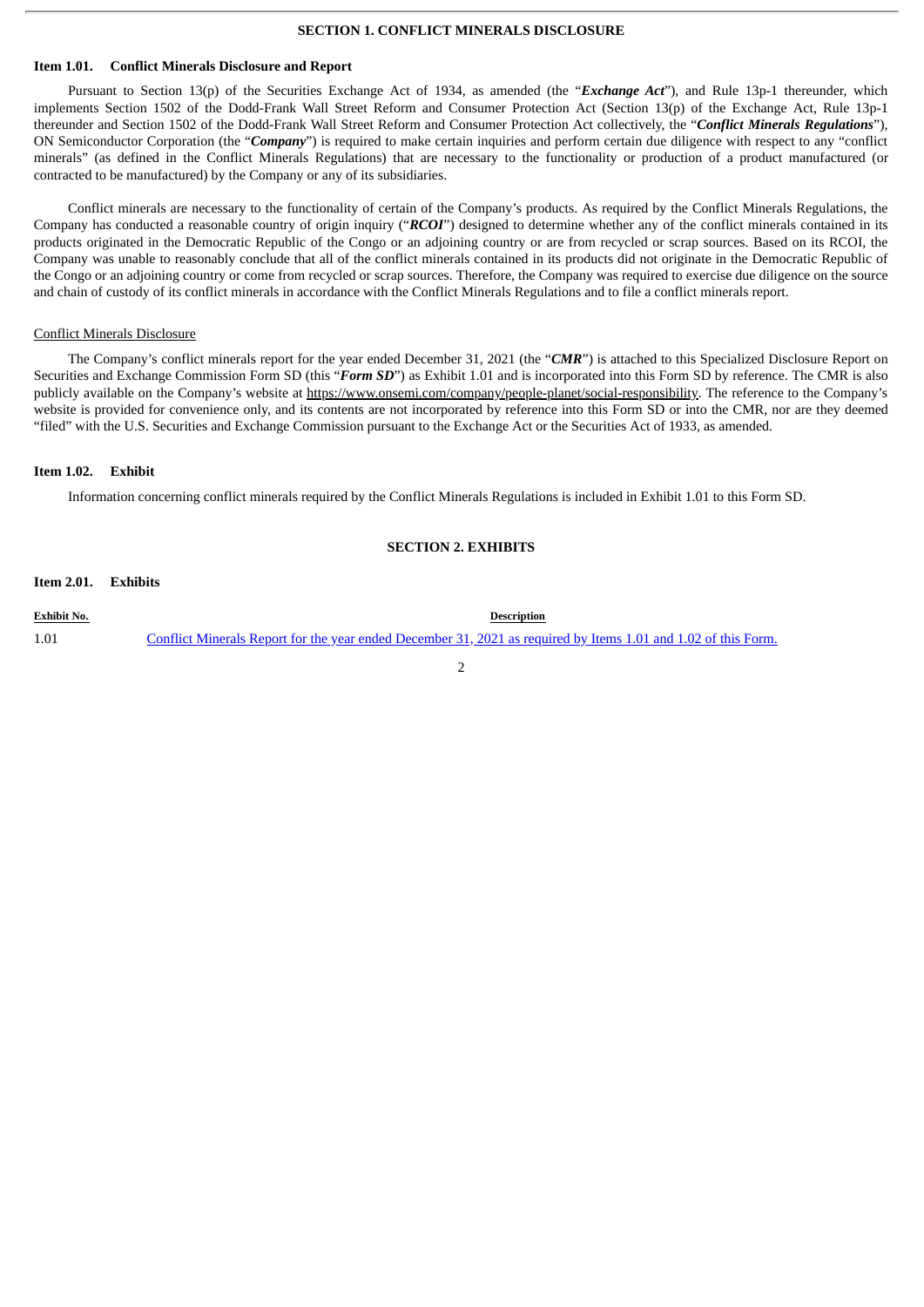## SECTION 1. CONFLICT MINERALS DISCLOSURE

### Item 1.01. Conflict Minerals Disclosure and Report

Pursuant to Section 13(p) of the Securities Exchange Act of 1934, as amended (the "***Exchange Act***"), and Rule 13p-1 thereunder, which implements Section 1502 of the Dodd-Frank Wall Street Reform and Consumer Protection Act (Section 13(p) of the Exchange Act, Rule 13p-1 thereunder and Section 1502 of the Dodd-Frank Wall Street Reform and Consumer Protection Act collectively, the "***Conflict Minerals Regulations***"), ON Semiconductor Corporation (the "***Company***") is required to make certain inquiries and perform certain due diligence with respect to any "conflict minerals" (as defined in the Conflict Minerals Regulations) that are necessary to the functionality or production of a product manufactured (or contracted to be manufactured) by the Company or any of its subsidiaries.

Conflict minerals are necessary to the functionality of certain of the Company's products. As required by the Conflict Minerals Regulations, the Company has conducted a reasonable country of origin inquiry ("***RCOI***") designed to determine whether any of the conflict minerals contained in its products originated in the Democratic Republic of the Congo or an adjoining country or are from recycled or scrap sources. Based on its RCOI, the Company was unable to reasonably conclude that all of the conflict minerals contained in its products did not originate in the Democratic Republic of the Congo or an adjoining country or come from recycled or scrap sources. Therefore, the Company was required to exercise due diligence on the source and chain of custody of its conflict minerals in accordance with the Conflict Minerals Regulations and to file a conflict minerals report.

Conflict Minerals Disclosure

The Company's conflict minerals report for the year ended December 31, 2021 (the "***CMR***") is attached to this Specialized Disclosure Report on Securities and Exchange Commission Form SD (this "***Form SD***") as Exhibit 1.01 and is incorporated into this Form SD by reference. The CMR is also publicly available on the Company's website at https://www.onsemi.com/company/people-planet/social-responsibility. The reference to the Company's website is provided for convenience only, and its contents are not incorporated by reference into this Form SD or into the CMR, nor are they deemed "filed" with the U.S. Securities and Exchange Commission pursuant to the Exchange Act or the Securities Act of 1933, as amended.

### Item 1.02. Exhibit

Information concerning conflict minerals required by the Conflict Minerals Regulations is included in Exhibit 1.01 to this Form SD.

## SECTION 2. EXHIBITS

### Item 2.01. Exhibits

| Exhibit No. | Description |
|---|---|
| 1.01 | Conflict Minerals Report for the year ended December 31, 2021 as required by Items 1.01 and 1.02 of this Form. |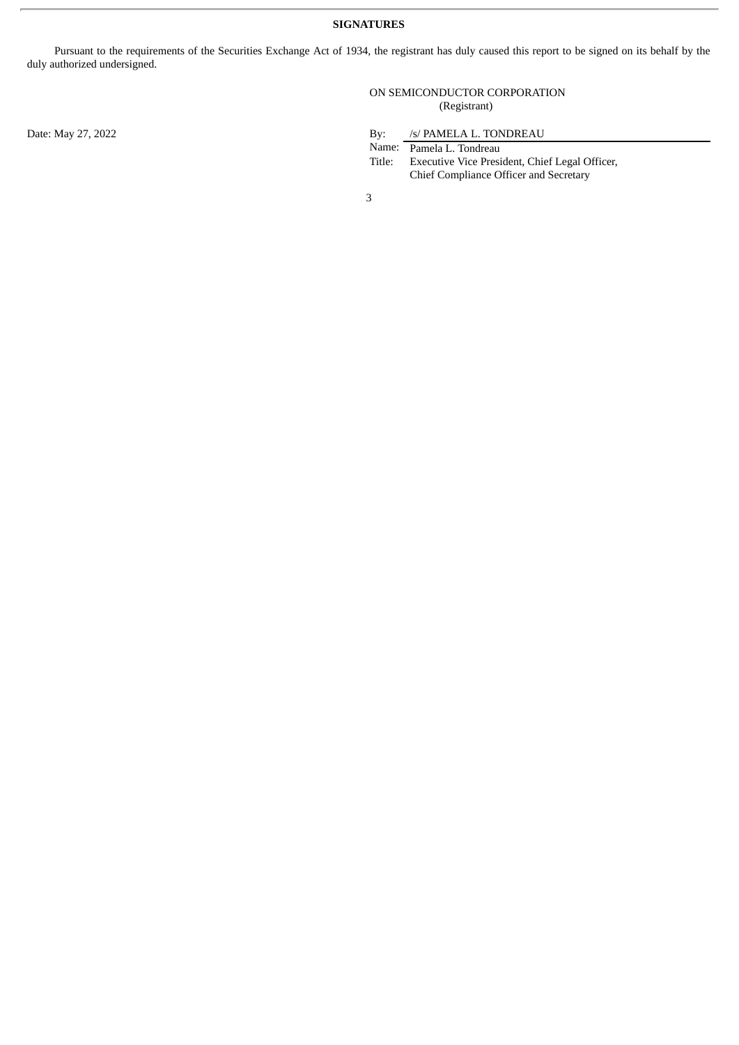**SIGNATURES**

Pursuant to the requirements of the Securities Exchange Act of 1934, the registrant has duly caused this report to be signed on its behalf by the duly authorized undersigned.

ON SEMICONDUCTOR CORPORATION
(Registrant)

Date: May 27, 2022

By: /s/ PAMELA L. TONDREAU
Name: Pamela L. Tondreau
Title: Executive Vice President, Chief Legal Officer, Chief Compliance Officer and Secretary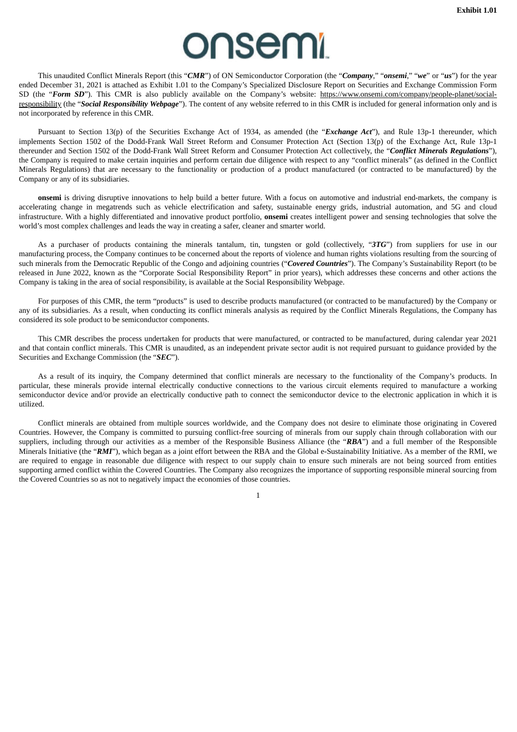Exhibit 1.01

onsemi

This unaudited Conflict Minerals Report (this "***CMR***") of ON Semiconductor Corporation (the "***Company***," "***onsemi***," "***we***" or "***us***") for the year ended December 31, 2021 is attached as Exhibit 1.01 to the Company's Specialized Disclosure Report on Securities and Exchange Commission Form SD (the "***Form SD***"). This CMR is also publicly available on the Company's website: https://www.onsemi.com/company/people-planet/social-responsibility (the "***Social Responsibility Webpage***"). The content of any website referred to in this CMR is included for general information only and is not incorporated by reference in this CMR.

Pursuant to Section 13(p) of the Securities Exchange Act of 1934, as amended (the "***Exchange Act***"), and Rule 13p-1 thereunder, which implements Section 1502 of the Dodd-Frank Wall Street Reform and Consumer Protection Act (Section 13(p) of the Exchange Act, Rule 13p-1 thereunder and Section 1502 of the Dodd-Frank Wall Street Reform and Consumer Protection Act collectively, the "***Conflict Minerals Regulations***"), the Company is required to make certain inquiries and perform certain due diligence with respect to any "conflict minerals" (as defined in the Conflict Minerals Regulations) that are necessary to the functionality or production of a product manufactured (or contracted to be manufactured) by the Company or any of its subsidiaries.

**onsemi** is driving disruptive innovations to help build a better future. With a focus on automotive and industrial end-markets, the company is accelerating change in megatrends such as vehicle electrification and safety, sustainable energy grids, industrial automation, and 5G and cloud infrastructure. With a highly differentiated and innovative product portfolio, **onsemi** creates intelligent power and sensing technologies that solve the world's most complex challenges and leads the way in creating a safer, cleaner and smarter world.

As a purchaser of products containing the minerals tantalum, tin, tungsten or gold (collectively, "***3TG***") from suppliers for use in our manufacturing process, the Company continues to be concerned about the reports of violence and human rights violations resulting from the sourcing of such minerals from the Democratic Republic of the Congo and adjoining countries ("***Covered Countries***"). The Company's Sustainability Report (to be released in June 2022, known as the "Corporate Social Responsibility Report" in prior years), which addresses these concerns and other actions the Company is taking in the area of social responsibility, is available at the Social Responsibility Webpage.

For purposes of this CMR, the term "products" is used to describe products manufactured (or contracted to be manufactured) by the Company or any of its subsidiaries. As a result, when conducting its conflict minerals analysis as required by the Conflict Minerals Regulations, the Company has considered its sole product to be semiconductor components.

This CMR describes the process undertaken for products that were manufactured, or contracted to be manufactured, during calendar year 2021 and that contain conflict minerals. This CMR is unaudited, as an independent private sector audit is not required pursuant to guidance provided by the Securities and Exchange Commission (the "***SEC***").

As a result of its inquiry, the Company determined that conflict minerals are necessary to the functionality of the Company's products. In particular, these minerals provide internal electrically conductive connections to the various circuit elements required to manufacture a working semiconductor device and/or provide an electrically conductive path to connect the semiconductor device to the electronic application in which it is utilized.

Conflict minerals are obtained from multiple sources worldwide, and the Company does not desire to eliminate those originating in Covered Countries. However, the Company is committed to pursuing conflict-free sourcing of minerals from our supply chain through collaboration with our suppliers, including through our activities as a member of the Responsible Business Alliance (the "***RBA***") and a full member of the Responsible Minerals Initiative (the "***RMI***"), which began as a joint effort between the RBA and the Global e-Sustainability Initiative. As a member of the RMI, we are required to engage in reasonable due diligence with respect to our supply chain to ensure such minerals are not being sourced from entities supporting armed conflict within the Covered Countries. The Company also recognizes the importance of supporting responsible mineral sourcing from the Covered Countries so as not to negatively impact the economies of those countries.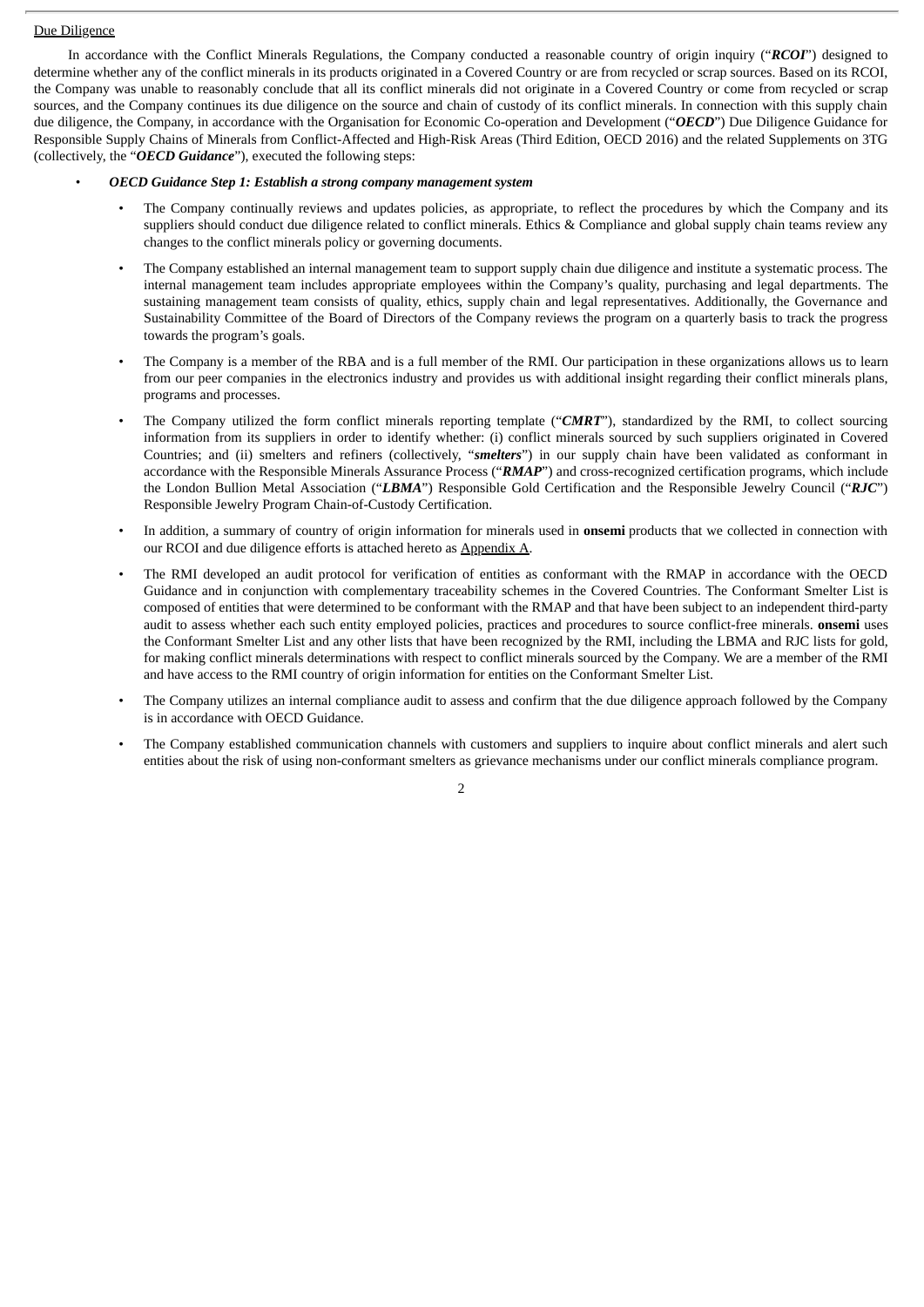Due Diligence

In accordance with the Conflict Minerals Regulations, the Company conducted a reasonable country of origin inquiry ("***RCOI***") designed to determine whether any of the conflict minerals in its products originated in a Covered Country or are from recycled or scrap sources. Based on its RCOI, the Company was unable to reasonably conclude that all its conflict minerals did not originate in a Covered Country or come from recycled or scrap sources, and the Company continues its due diligence on the source and chain of custody of its conflict minerals. In connection with this supply chain due diligence, the Company, in accordance with the Organisation for Economic Co-operation and Development ("***OECD***") Due Diligence Guidance for Responsible Supply Chains of Minerals from Conflict-Affected and High-Risk Areas (Third Edition, OECD 2016) and the related Supplements on 3TG (collectively, the "***OECD Guidance***"), executed the following steps:

- ***OECD Guidance Step 1: Establish a strong company management system***
  - The Company continually reviews and updates policies, as appropriate, to reflect the procedures by which the Company and its suppliers should conduct due diligence related to conflict minerals. Ethics & Compliance and global supply chain teams review any changes to the conflict minerals policy or governing documents.
  - The Company established an internal management team to support supply chain due diligence and institute a systematic process. The internal management team includes appropriate employees within the Company's quality, purchasing and legal departments. The sustaining management team consists of quality, ethics, supply chain and legal representatives. Additionally, the Governance and Sustainability Committee of the Board of Directors of the Company reviews the program on a quarterly basis to track the progress towards the program's goals.
  - The Company is a member of the RBA and is a full member of the RMI. Our participation in these organizations allows us to learn from our peer companies in the electronics industry and provides us with additional insight regarding their conflict minerals plans, programs and processes.
  - The Company utilized the form conflict minerals reporting template ("***CMRT***"), standardized by the RMI, to collect sourcing information from its suppliers in order to identify whether: (i) conflict minerals sourced by such suppliers originated in Covered Countries; and (ii) smelters and refiners (collectively, "***smelters***") in our supply chain have been validated as conformant in accordance with the Responsible Minerals Assurance Process ("***RMAP***") and cross-recognized certification programs, which include the London Bullion Metal Association ("***LBMA***") Responsible Gold Certification and the Responsible Jewelry Council ("***RJC***") Responsible Jewelry Program Chain-of-Custody Certification.
  - In addition, a summary of country of origin information for minerals used in **onsemi** products that we collected in connection with our RCOI and due diligence efforts is attached hereto as Appendix A.
  - The RMI developed an audit protocol for verification of entities as conformant with the RMAP in accordance with the OECD Guidance and in conjunction with complementary traceability schemes in the Covered Countries. The Conformant Smelter List is composed of entities that were determined to be conformant with the RMAP and that have been subject to an independent third-party audit to assess whether each such entity employed policies, practices and procedures to source conflict-free minerals. **onsemi** uses the Conformant Smelter List and any other lists that have been recognized by the RMI, including the LBMA and RJC lists for gold, for making conflict minerals determinations with respect to conflict minerals sourced by the Company. We are a member of the RMI and have access to the RMI country of origin information for entities on the Conformant Smelter List.
  - The Company utilizes an internal compliance audit to assess and confirm that the due diligence approach followed by the Company is in accordance with OECD Guidance.
  - The Company established communication channels with customers and suppliers to inquire about conflict minerals and alert such entities about the risk of using non-conformant smelters as grievance mechanisms under our conflict minerals compliance program.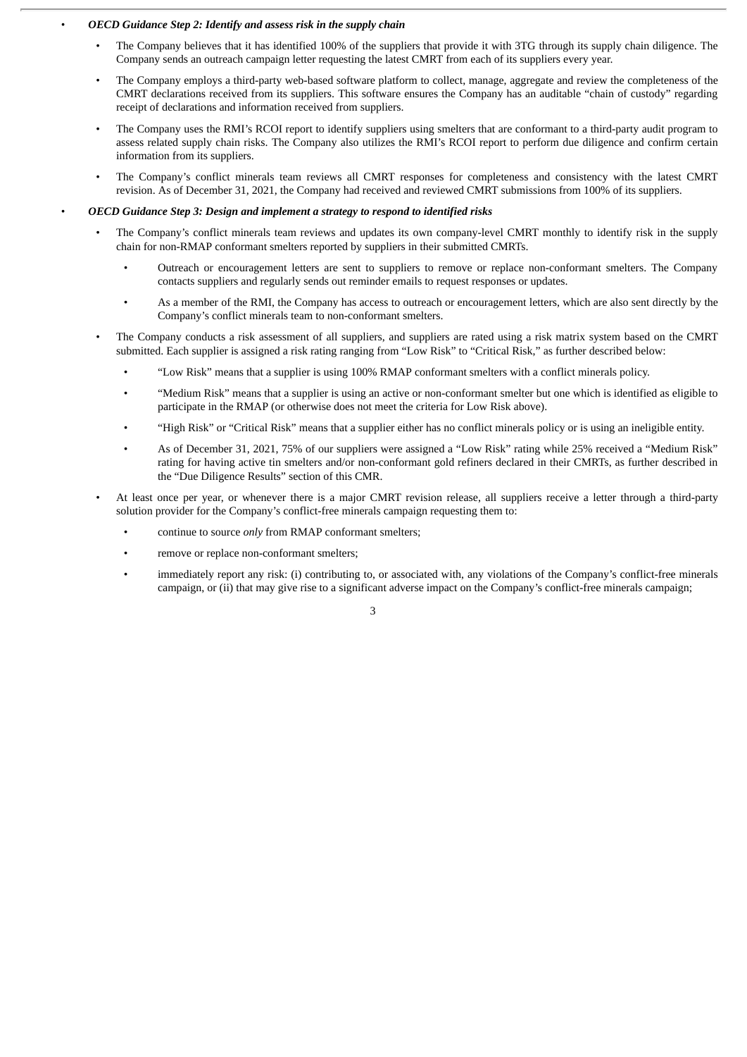- ***OECD Guidance Step 2: Identify and assess risk in the supply chain***
  - The Company believes that it has identified 100% of the suppliers that provide it with 3TG through its supply chain diligence. The Company sends an outreach campaign letter requesting the latest CMRT from each of its suppliers every year.
  - The Company employs a third-party web-based software platform to collect, manage, aggregate and review the completeness of the CMRT declarations received from its suppliers. This software ensures the Company has an auditable "chain of custody" regarding receipt of declarations and information received from suppliers.
  - The Company uses the RMI's RCOI report to identify suppliers using smelters that are conformant to a third-party audit program to assess related supply chain risks. The Company also utilizes the RMI's RCOI report to perform due diligence and confirm certain information from its suppliers.
  - The Company's conflict minerals team reviews all CMRT responses for completeness and consistency with the latest CMRT revision. As of December 31, 2021, the Company had received and reviewed CMRT submissions from 100% of its suppliers.
- ***OECD Guidance Step 3: Design and implement a strategy to respond to identified risks***
  - The Company's conflict minerals team reviews and updates its own company-level CMRT monthly to identify risk in the supply chain for non-RMAP conformant smelters reported by suppliers in their submitted CMRTs.
    - Outreach or encouragement letters are sent to suppliers to remove or replace non-conformant smelters. The Company contacts suppliers and regularly sends out reminder emails to request responses or updates.
    - As a member of the RMI, the Company has access to outreach or encouragement letters, which are also sent directly by the Company's conflict minerals team to non-conformant smelters.
  - The Company conducts a risk assessment of all suppliers, and suppliers are rated using a risk matrix system based on the CMRT submitted. Each supplier is assigned a risk rating ranging from "Low Risk" to "Critical Risk," as further described below:
    - "Low Risk" means that a supplier is using 100% RMAP conformant smelters with a conflict minerals policy.
    - "Medium Risk" means that a supplier is using an active or non-conformant smelter but one which is identified as eligible to participate in the RMAP (or otherwise does not meet the criteria for Low Risk above).
    - "High Risk" or "Critical Risk" means that a supplier either has no conflict minerals policy or is using an ineligible entity.
    - As of December 31, 2021, 75% of our suppliers were assigned a "Low Risk" rating while 25% received a "Medium Risk" rating for having active tin smelters and/or non-conformant gold refiners declared in their CMRTs, as further described in the "Due Diligence Results" section of this CMR.
  - At least once per year, or whenever there is a major CMRT revision release, all suppliers receive a letter through a third-party solution provider for the Company's conflict-free minerals campaign requesting them to:
    - continue to source *only* from RMAP conformant smelters;
    - remove or replace non-conformant smelters;
    - immediately report any risk: (i) contributing to, or associated with, any violations of the Company's conflict-free minerals campaign, or (ii) that may give rise to a significant adverse impact on the Company's conflict-free minerals campaign;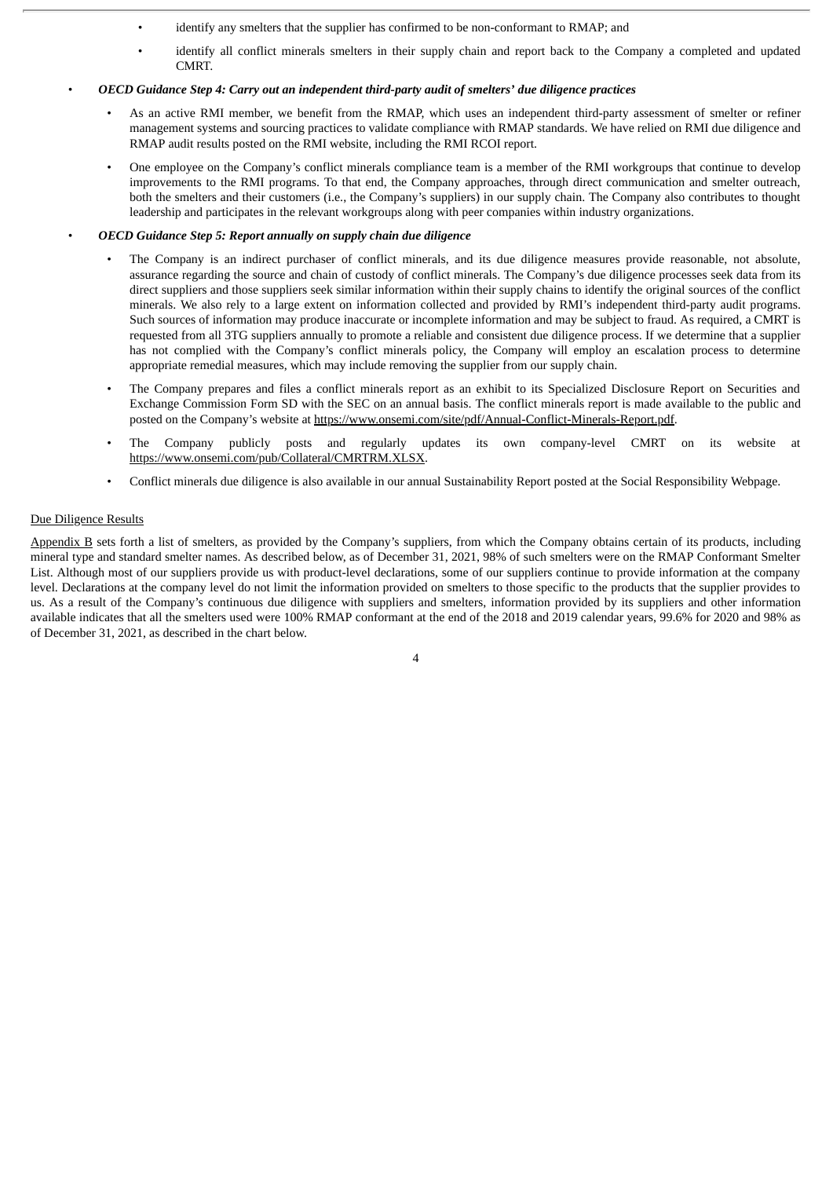- identify any smelters that the supplier has confirmed to be non-conformant to RMAP; and
  - identify all conflict minerals smelters in their supply chain and report back to the Company a completed and updated CMRT.

- ***OECD Guidance Step 4: Carry out an independent third-party audit of smelters' due diligence practices***
  - As an active RMI member, we benefit from the RMAP, which uses an independent third-party assessment of smelter or refiner management systems and sourcing practices to validate compliance with RMAP standards. We have relied on RMI due diligence and RMAP audit results posted on the RMI website, including the RMI RCOI report.
  - One employee on the Company's conflict minerals compliance team is a member of the RMI workgroups that continue to develop improvements to the RMI programs. To that end, the Company approaches, through direct communication and smelter outreach, both the smelters and their customers (i.e., the Company's suppliers) in our supply chain. The Company also contributes to thought leadership and participates in the relevant workgroups along with peer companies within industry organizations.

- ***OECD Guidance Step 5: Report annually on supply chain due diligence***
  - The Company is an indirect purchaser of conflict minerals, and its due diligence measures provide reasonable, not absolute, assurance regarding the source and chain of custody of conflict minerals. The Company's due diligence processes seek data from its direct suppliers and those suppliers seek similar information within their supply chains to identify the original sources of the conflict minerals. We also rely to a large extent on information collected and provided by RMI's independent third-party audit programs. Such sources of information may produce inaccurate or incomplete information and may be subject to fraud. As required, a CMRT is requested from all 3TG suppliers annually to promote a reliable and consistent due diligence process. If we determine that a supplier has not complied with the Company's conflict minerals policy, the Company will employ an escalation process to determine appropriate remedial measures, which may include removing the supplier from our supply chain.
  - The Company prepares and files a conflict minerals report as an exhibit to its Specialized Disclosure Report on Securities and Exchange Commission Form SD with the SEC on an annual basis. The conflict minerals report is made available to the public and posted on the Company's website at https://www.onsemi.com/site/pdf/Annual-Conflict-Minerals-Report.pdf.
  - The Company publicly posts and regularly updates its own company-level CMRT on its website at https://www.onsemi.com/pub/Collateral/CMRTRM.XLSX.
  - Conflict minerals due diligence is also available in our annual Sustainability Report posted at the Social Responsibility Webpage.

Due Diligence Results

Appendix B sets forth a list of smelters, as provided by the Company's suppliers, from which the Company obtains certain of its products, including mineral type and standard smelter names. As described below, as of December 31, 2021, 98% of such smelters were on the RMAP Conformant Smelter List. Although most of our suppliers provide us with product-level declarations, some of our suppliers continue to provide information at the company level. Declarations at the company level do not limit the information provided on smelters to those specific to the products that the supplier provides to us. As a result of the Company's continuous due diligence with suppliers and smelters, information provided by its suppliers and other information available indicates that all the smelters used were 100% RMAP conformant at the end of the 2018 and 2019 calendar years, 99.6% for 2020 and 98% as of December 31, 2021, as described in the chart below.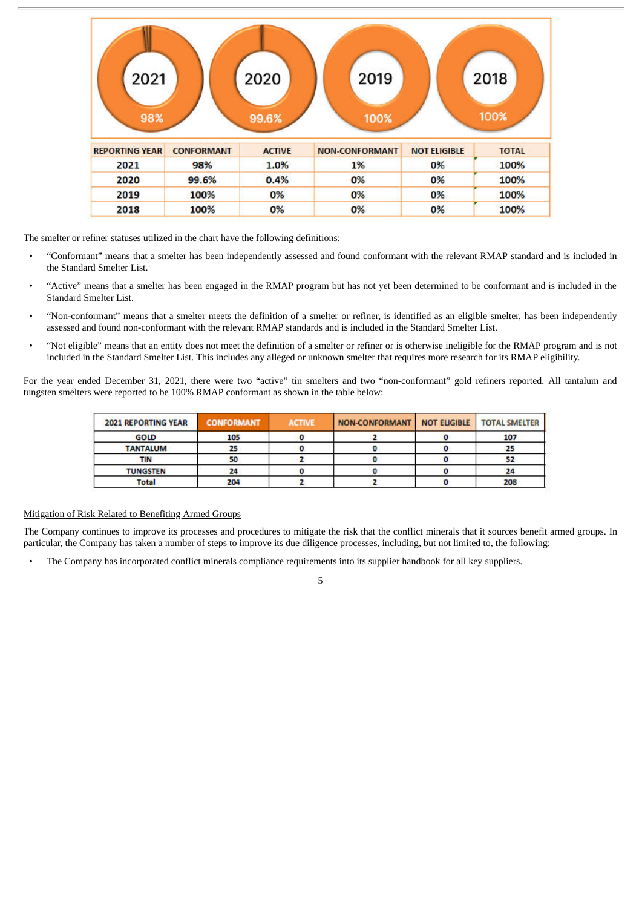| REPORTING YEAR | CONFORMANT | ACTIVE | NON-CONFORMANT | NOT ELIGIBLE | TOTAL |
|---|---|---|---|---|---|
| 2021 | 98% | 1.0% | 1% | 0% | 100% |
| 2020 | 99.6% | 0.4% | 0% | 0% | 100% |
| 2019 | 100% | 0% | 0% | 0% | 100% |
| 2018 | 100% | 0% | 0% | 0% | 100% |

The smelter or refiner statuses utilized in the chart have the following definitions:

- "Conformant" means that a smelter has been independently assessed and found conformant with the relevant RMAP standard and is included in the Standard Smelter List.
- "Active" means that a smelter has been engaged in the RMAP program but has not yet been determined to be conformant and is included in the Standard Smelter List.
- "Non-conformant" means that a smelter meets the definition of a smelter or refiner, is identified as an eligible smelter, has been independently assessed and found non-conformant with the relevant RMAP standards and is included in the Standard Smelter List.
- "Not eligible" means that an entity does not meet the definition of a smelter or refiner or is otherwise ineligible for the RMAP program and is not included in the Standard Smelter List. This includes any alleged or unknown smelter that requires more research for its RMAP eligibility.

For the year ended December 31, 2021, there were two "active" tin smelters and two "non-conformant" gold refiners reported. All tantalum and tungsten smelters were reported to be 100% RMAP conformant as shown in the table below:

| 2021 REPORTING YEAR | CONFORMANT | ACTIVE | NON-CONFORMANT | NOT ELIGIBLE | TOTAL SMELTER |
|---|---|---|---|---|---|
| GOLD | 105 | 0 | 2 | 0 | 107 |
| TANTALUM | 25 | 0 | 0 | 0 | 25 |
| TIN | 50 | 2 | 0 | 0 | 52 |
| TUNGSTEN | 24 | 0 | 0 | 0 | 24 |
| Total | 204 | 2 | 2 | 0 | 208 |

Mitigation of Risk Related to Benefiting Armed Groups

The Company continues to improve its processes and procedures to mitigate the risk that the conflict minerals that it sources benefit armed groups. In particular, the Company has taken a number of steps to improve its due diligence processes, including, but not limited to, the following:

- The Company has incorporated conflict minerals compliance requirements into its supplier handbook for all key suppliers.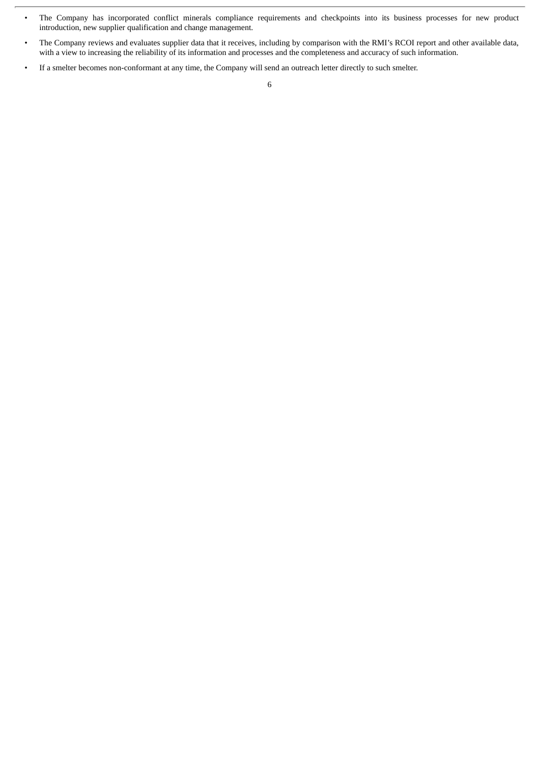- The Company has incorporated conflict minerals compliance requirements and checkpoints into its business processes for new product introduction, new supplier qualification and change management.
- The Company reviews and evaluates supplier data that it receives, including by comparison with the RMI's RCOI report and other available data, with a view to increasing the reliability of its information and processes and the completeness and accuracy of such information.
- If a smelter becomes non-conformant at any time, the Company will send an outreach letter directly to such smelter.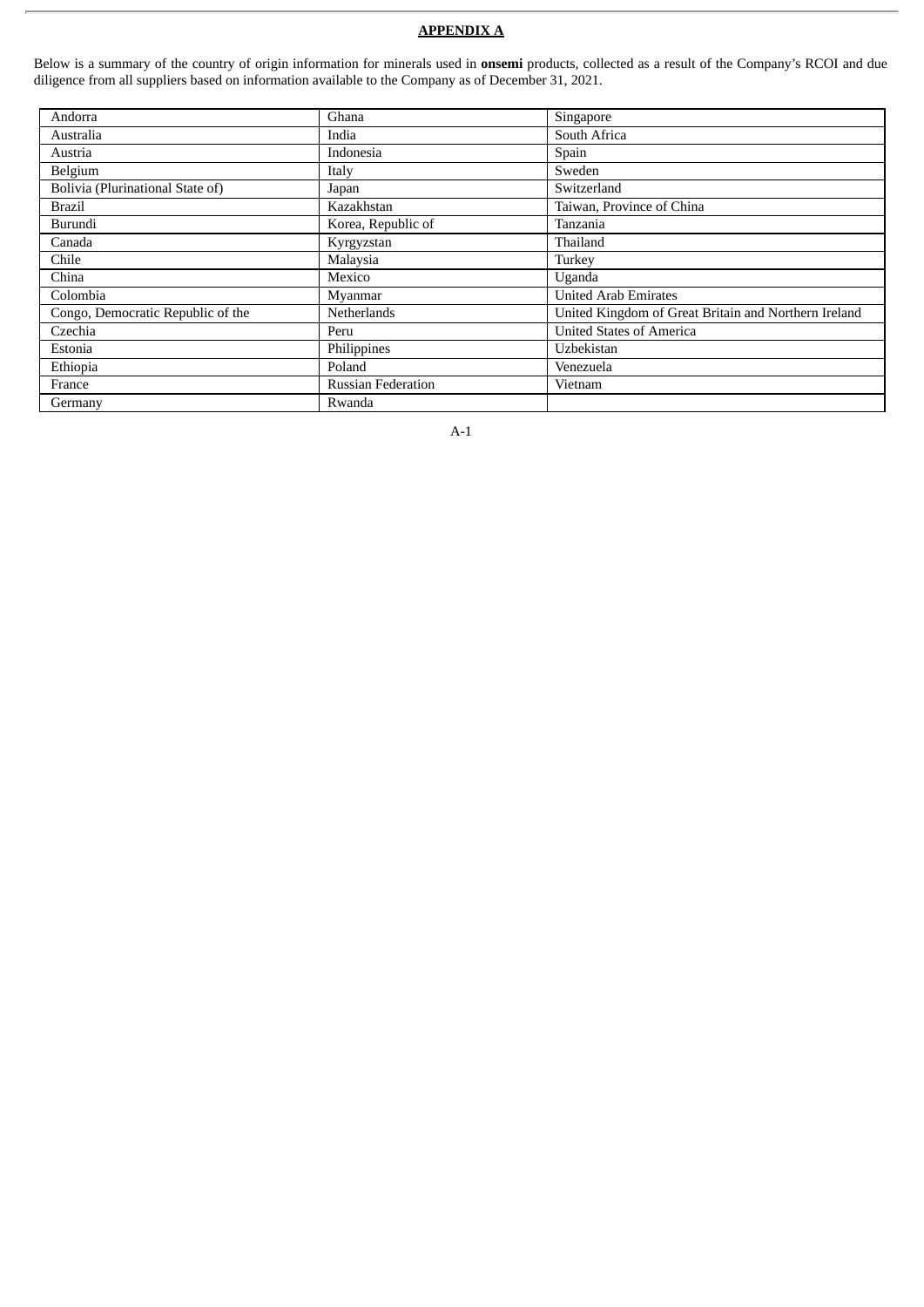**APPENDIX A**

Below is a summary of the country of origin information for minerals used in **onsemi** products, collected as a result of the Company's RCOI and due diligence from all suppliers based on information available to the Company as of December 31, 2021.

| | | |
|---|---|---|
| Andorra | Ghana | Singapore |
| Australia | India | South Africa |
| Austria | Indonesia | Spain |
| Belgium | Italy | Sweden |
| Bolivia (Plurinational State of) | Japan | Switzerland |
| Brazil | Kazakhstan | Taiwan, Province of China |
| Burundi | Korea, Republic of | Tanzania |
| Canada | Kyrgyzstan | Thailand |
| Chile | Malaysia | Turkey |
| China | Mexico | Uganda |
| Colombia | Myanmar | United Arab Emirates |
| Congo, Democratic Republic of the | Netherlands | United Kingdom of Great Britain and Northern Ireland |
| Czechia | Peru | United States of America |
| Estonia | Philippines | Uzbekistan |
| Ethiopia | Poland | Venezuela |
| France | Russian Federation | Vietnam |
| Germany | Rwanda | |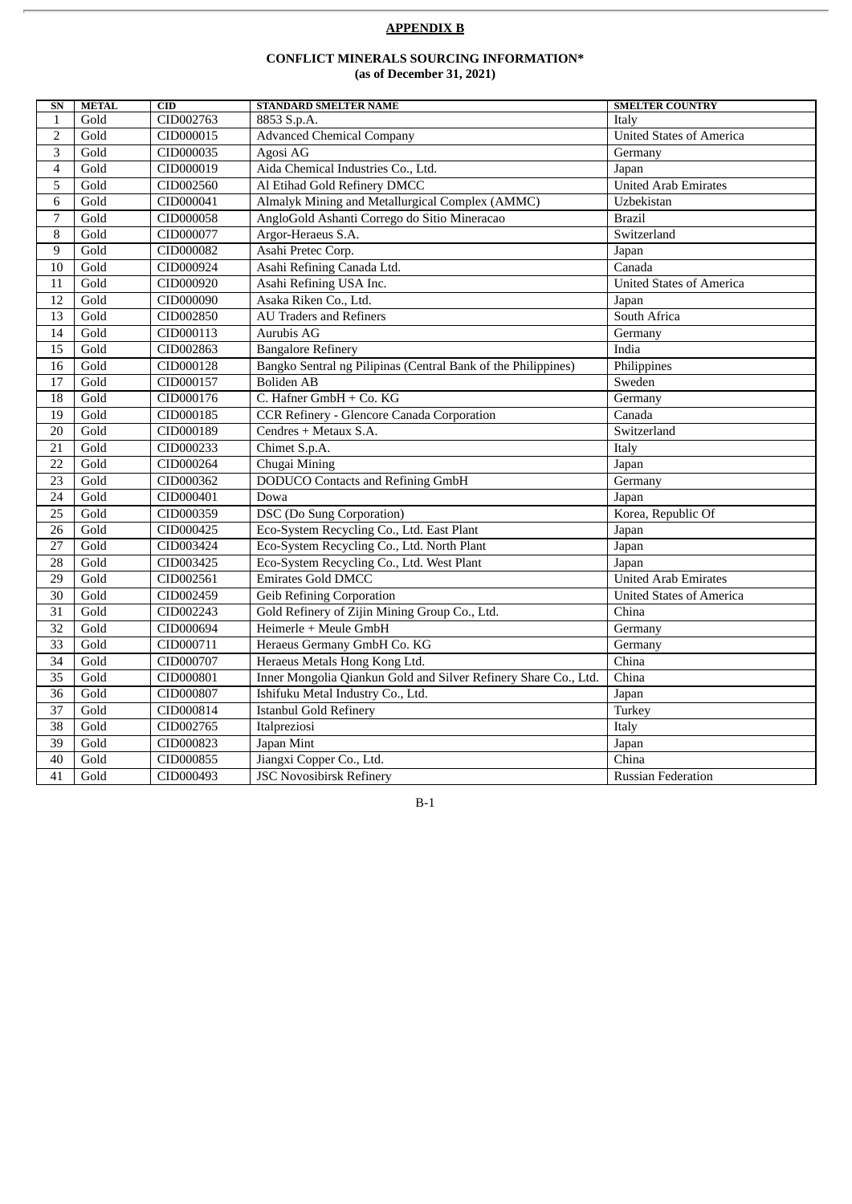**APPENDIX B**

**CONFLICT MINERALS SOURCING INFORMATION***
**(as of December 31, 2021)**

| SN | METAL | CID | STANDARD SMELTER NAME | SMELTER COUNTRY |
|---|---|---|---|---|
| 1 | Gold | CID002763 | 8853 S.p.A. | Italy |
| 2 | Gold | CID000015 | Advanced Chemical Company | United States of America |
| 3 | Gold | CID000035 | Agosi AG | Germany |
| 4 | Gold | CID000019 | Aida Chemical Industries Co., Ltd. | Japan |
| 5 | Gold | CID002560 | Al Etihad Gold Refinery DMCC | United Arab Emirates |
| 6 | Gold | CID000041 | Almalyk Mining and Metallurgical Complex (AMMC) | Uzbekistan |
| 7 | Gold | CID000058 | AngloGold Ashanti Corrego do Sitio Mineracao | Brazil |
| 8 | Gold | CID000077 | Argor-Heraeus S.A. | Switzerland |
| 9 | Gold | CID000082 | Asahi Pretec Corp. | Japan |
| 10 | Gold | CID000924 | Asahi Refining Canada Ltd. | Canada |
| 11 | Gold | CID000920 | Asahi Refining USA Inc. | United States of America |
| 12 | Gold | CID000090 | Asaka Riken Co., Ltd. | Japan |
| 13 | Gold | CID002850 | AU Traders and Refiners | South Africa |
| 14 | Gold | CID000113 | Aurubis AG | Germany |
| 15 | Gold | CID002863 | Bangalore Refinery | India |
| 16 | Gold | CID000128 | Bangko Sentral ng Pilipinas (Central Bank of the Philippines) | Philippines |
| 17 | Gold | CID000157 | Boliden AB | Sweden |
| 18 | Gold | CID000176 | C. Hafner GmbH + Co. KG | Germany |
| 19 | Gold | CID000185 | CCR Refinery - Glencore Canada Corporation | Canada |
| 20 | Gold | CID000189 | Cendres + Metaux S.A. | Switzerland |
| 21 | Gold | CID000233 | Chimet S.p.A. | Italy |
| 22 | Gold | CID000264 | Chugai Mining | Japan |
| 23 | Gold | CID000362 | DODUCO Contacts and Refining GmbH | Germany |
| 24 | Gold | CID000401 | Dowa | Japan |
| 25 | Gold | CID000359 | DSC (Do Sung Corporation) | Korea, Republic Of |
| 26 | Gold | CID000425 | Eco-System Recycling Co., Ltd. East Plant | Japan |
| 27 | Gold | CID003424 | Eco-System Recycling Co., Ltd. North Plant | Japan |
| 28 | Gold | CID003425 | Eco-System Recycling Co., Ltd. West Plant | Japan |
| 29 | Gold | CID002561 | Emirates Gold DMCC | United Arab Emirates |
| 30 | Gold | CID002459 | Geib Refining Corporation | United States of America |
| 31 | Gold | CID002243 | Gold Refinery of Zijin Mining Group Co., Ltd. | China |
| 32 | Gold | CID000694 | Heimerle + Meule GmbH | Germany |
| 33 | Gold | CID000711 | Heraeus Germany GmbH Co. KG | Germany |
| 34 | Gold | CID000707 | Heraeus Metals Hong Kong Ltd. | China |
| 35 | Gold | CID000801 | Inner Mongolia Qiankun Gold and Silver Refinery Share Co., Ltd. | China |
| 36 | Gold | CID000807 | Ishifuku Metal Industry Co., Ltd. | Japan |
| 37 | Gold | CID000814 | Istanbul Gold Refinery | Turkey |
| 38 | Gold | CID002765 | Italpreziosi | Italy |
| 39 | Gold | CID000823 | Japan Mint | Japan |
| 40 | Gold | CID000855 | Jiangxi Copper Co., Ltd. | China |
| 41 | Gold | CID000493 | JSC Novosibirsk Refinery | Russian Federation |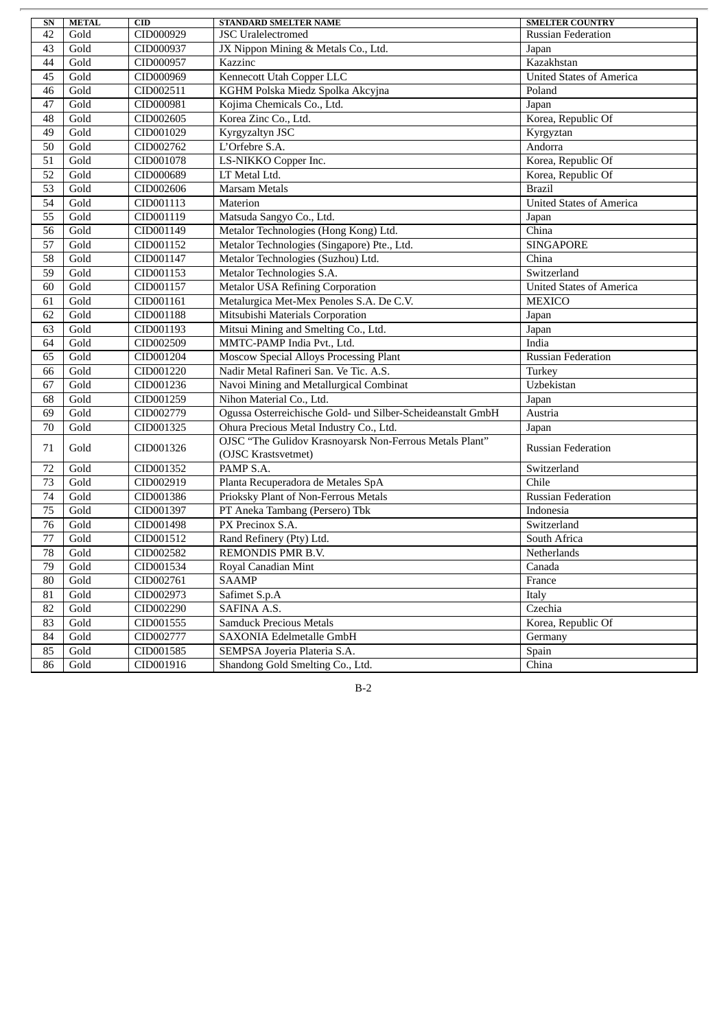| SN | METAL | CID | STANDARD SMELTER NAME | SMELTER COUNTRY |
|---|---|---|---|---|
| 42 | Gold | CID000929 | JSC Uralelectromed | Russian Federation |
| 43 | Gold | CID000937 | JX Nippon Mining & Metals Co., Ltd. | Japan |
| 44 | Gold | CID000957 | Kazzinc | Kazakhstan |
| 45 | Gold | CID000969 | Kennecott Utah Copper LLC | United States of America |
| 46 | Gold | CID002511 | KGHM Polska Miedz Spolka Akcyjna | Poland |
| 47 | Gold | CID000981 | Kojima Chemicals Co., Ltd. | Japan |
| 48 | Gold | CID002605 | Korea Zinc Co., Ltd. | Korea, Republic Of |
| 49 | Gold | CID001029 | Kyrgyzaltyn JSC | Kyrgyztan |
| 50 | Gold | CID002762 | L'Orfebre S.A. | Andorra |
| 51 | Gold | CID001078 | LS-NIKKO Copper Inc. | Korea, Republic Of |
| 52 | Gold | CID000689 | LT Metal Ltd. | Korea, Republic Of |
| 53 | Gold | CID002606 | Marsam Metals | Brazil |
| 54 | Gold | CID001113 | Materion | United States of America |
| 55 | Gold | CID001119 | Matsuda Sangyo Co., Ltd. | Japan |
| 56 | Gold | CID001149 | Metalor Technologies (Hong Kong) Ltd. | China |
| 57 | Gold | CID001152 | Metalor Technologies (Singapore) Pte., Ltd. | SINGAPORE |
| 58 | Gold | CID001147 | Metalor Technologies (Suzhou) Ltd. | China |
| 59 | Gold | CID001153 | Metalor Technologies S.A. | Switzerland |
| 60 | Gold | CID001157 | Metalor USA Refining Corporation | United States of America |
| 61 | Gold | CID001161 | Metalurgica Met-Mex Penoles S.A. De C.V. | MEXICO |
| 62 | Gold | CID001188 | Mitsubishi Materials Corporation | Japan |
| 63 | Gold | CID001193 | Mitsui Mining and Smelting Co., Ltd. | Japan |
| 64 | Gold | CID002509 | MMTC-PAMP India Pvt., Ltd. | India |
| 65 | Gold | CID001204 | Moscow Special Alloys Processing Plant | Russian Federation |
| 66 | Gold | CID001220 | Nadir Metal Rafineri San. Ve Tic. A.S. | Turkey |
| 67 | Gold | CID001236 | Navoi Mining and Metallurgical Combinat | Uzbekistan |
| 68 | Gold | CID001259 | Nihon Material Co., Ltd. | Japan |
| 69 | Gold | CID002779 | Ogussa Osterreichische Gold- und Silber-Scheideanstalt GmbH | Austria |
| 70 | Gold | CID001325 | Ohura Precious Metal Industry Co., Ltd. | Japan |
| 71 | Gold | CID001326 | OJSC "The Gulidov Krasnoyarsk Non-Ferrous Metals Plant" (OJSC Krastsvetmet) | Russian Federation |
| 72 | Gold | CID001352 | PAMP S.A. | Switzerland |
| 73 | Gold | CID002919 | Planta Recuperadora de Metales SpA | Chile |
| 74 | Gold | CID001386 | Prioksky Plant of Non-Ferrous Metals | Russian Federation |
| 75 | Gold | CID001397 | PT Aneka Tambang (Persero) Tbk | Indonesia |
| 76 | Gold | CID001498 | PX Precinox S.A. | Switzerland |
| 77 | Gold | CID001512 | Rand Refinery (Pty) Ltd. | South Africa |
| 78 | Gold | CID002582 | REMONDIS PMR B.V. | Netherlands |
| 79 | Gold | CID001534 | Royal Canadian Mint | Canada |
| 80 | Gold | CID002761 | SAAMP | France |
| 81 | Gold | CID002973 | Safimet S.p.A | Italy |
| 82 | Gold | CID002290 | SAFINA A.S. | Czechia |
| 83 | Gold | CID001555 | Samduck Precious Metals | Korea, Republic Of |
| 84 | Gold | CID002777 | SAXONIA Edelmetalle GmbH | Germany |
| 85 | Gold | CID001585 | SEMPSA Joyeria Plateria S.A. | Spain |
| 86 | Gold | CID001916 | Shandong Gold Smelting Co., Ltd. | China |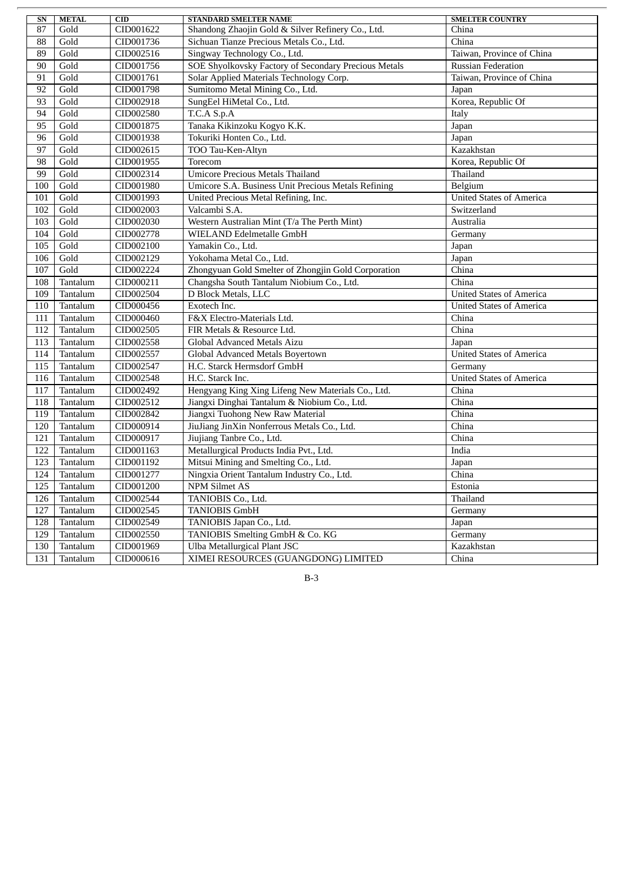| SN | METAL | CID | STANDARD SMELTER NAME | SMELTER COUNTRY |
|---|---|---|---|---|
| 87 | Gold | CID001622 | Shandong Zhaojin Gold & Silver Refinery Co., Ltd. | China |
| 88 | Gold | CID001736 | Sichuan Tianze Precious Metals Co., Ltd. | China |
| 89 | Gold | CID002516 | Singway Technology Co., Ltd. | Taiwan, Province of China |
| 90 | Gold | CID001756 | SOE Shyolkovsky Factory of Secondary Precious Metals | Russian Federation |
| 91 | Gold | CID001761 | Solar Applied Materials Technology Corp. | Taiwan, Province of China |
| 92 | Gold | CID001798 | Sumitomo Metal Mining Co., Ltd. | Japan |
| 93 | Gold | CID002918 | SungEel HiMetal Co., Ltd. | Korea, Republic Of |
| 94 | Gold | CID002580 | T.C.A S.p.A | Italy |
| 95 | Gold | CID001875 | Tanaka Kikinzoku Kogyo K.K. | Japan |
| 96 | Gold | CID001938 | Tokuriki Honten Co., Ltd. | Japan |
| 97 | Gold | CID002615 | TOO Tau-Ken-Altyn | Kazakhstan |
| 98 | Gold | CID001955 | Torecom | Korea, Republic Of |
| 99 | Gold | CID002314 | Umicore Precious Metals Thailand | Thailand |
| 100 | Gold | CID001980 | Umicore S.A. Business Unit Precious Metals Refining | Belgium |
| 101 | Gold | CID001993 | United Precious Metal Refining, Inc. | United States of America |
| 102 | Gold | CID002003 | Valcambi S.A. | Switzerland |
| 103 | Gold | CID002030 | Western Australian Mint (T/a The Perth Mint) | Australia |
| 104 | Gold | CID002778 | WIELAND Edelmetalle GmbH | Germany |
| 105 | Gold | CID002100 | Yamakin Co., Ltd. | Japan |
| 106 | Gold | CID002129 | Yokohama Metal Co., Ltd. | Japan |
| 107 | Gold | CID002224 | Zhongyuan Gold Smelter of Zhongjin Gold Corporation | China |
| 108 | Tantalum | CID000211 | Changsha South Tantalum Niobium Co., Ltd. | China |
| 109 | Tantalum | CID002504 | D Block Metals, LLC | United States of America |
| 110 | Tantalum | CID000456 | Exotech Inc. | United States of America |
| 111 | Tantalum | CID000460 | F&X Electro-Materials Ltd. | China |
| 112 | Tantalum | CID002505 | FIR Metals & Resource Ltd. | China |
| 113 | Tantalum | CID002558 | Global Advanced Metals Aizu | Japan |
| 114 | Tantalum | CID002557 | Global Advanced Metals Boyertown | United States of America |
| 115 | Tantalum | CID002547 | H.C. Starck Hermsdorf GmbH | Germany |
| 116 | Tantalum | CID002548 | H.C. Starck Inc. | United States of America |
| 117 | Tantalum | CID002492 | Hengyang King Xing Lifeng New Materials Co., Ltd. | China |
| 118 | Tantalum | CID002512 | Jiangxi Dinghai Tantalum & Niobium Co., Ltd. | China |
| 119 | Tantalum | CID002842 | Jiangxi Tuohong New Raw Material | China |
| 120 | Tantalum | CID000914 | JiuJiang JinXin Nonferrous Metals Co., Ltd. | China |
| 121 | Tantalum | CID000917 | Jiujiang Tanbre Co., Ltd. | China |
| 122 | Tantalum | CID001163 | Metallurgical Products India Pvt., Ltd. | India |
| 123 | Tantalum | CID001192 | Mitsui Mining and Smelting Co., Ltd. | Japan |
| 124 | Tantalum | CID001277 | Ningxia Orient Tantalum Industry Co., Ltd. | China |
| 125 | Tantalum | CID001200 | NPM Silmet AS | Estonia |
| 126 | Tantalum | CID002544 | TANIOBIS Co., Ltd. | Thailand |
| 127 | Tantalum | CID002545 | TANIOBIS GmbH | Germany |
| 128 | Tantalum | CID002549 | TANIOBIS Japan Co., Ltd. | Japan |
| 129 | Tantalum | CID002550 | TANIOBIS Smelting GmbH & Co. KG | Germany |
| 130 | Tantalum | CID001969 | Ulba Metallurgical Plant JSC | Kazakhstan |
| 131 | Tantalum | CID000616 | XIMEI RESOURCES (GUANGDONG) LIMITED | China |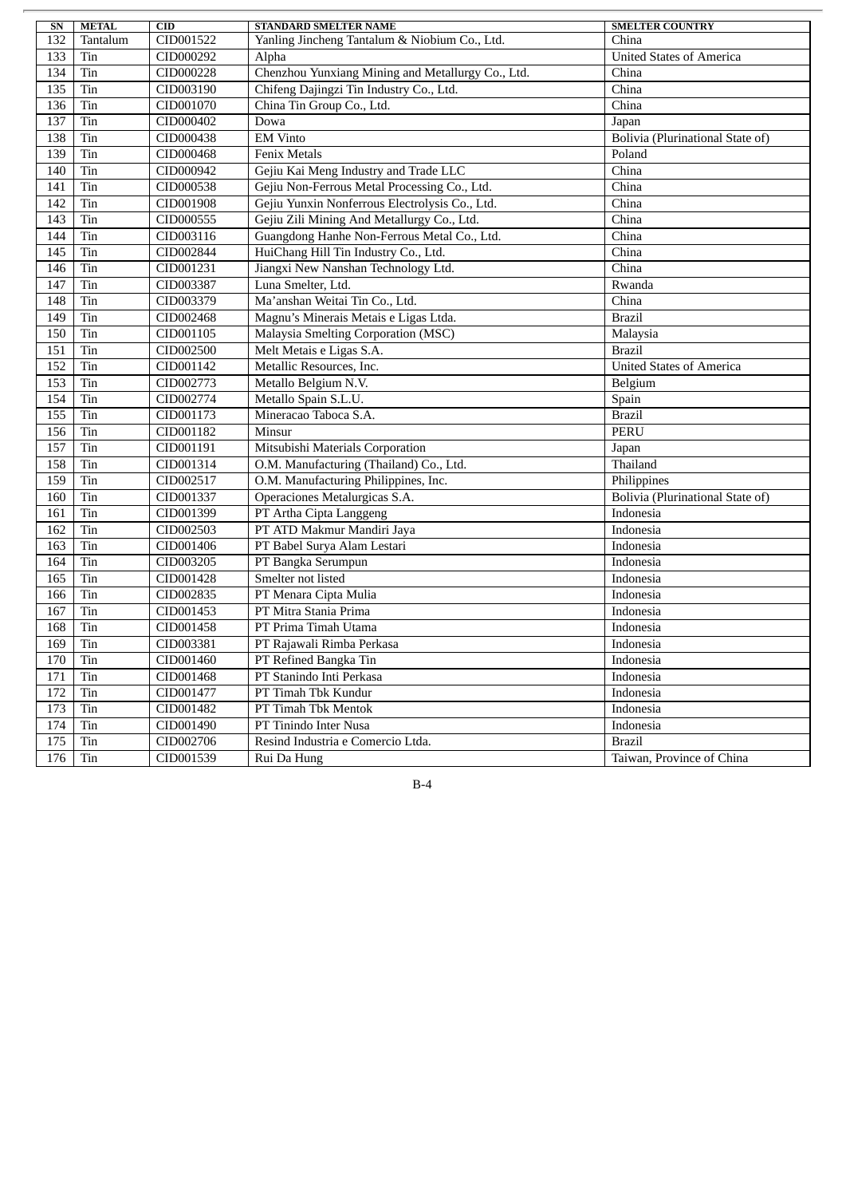| SN | METAL | CID | STANDARD SMELTER NAME | SMELTER COUNTRY |
|---|---|---|---|---|
| 132 | Tantalum | CID001522 | Yanling Jincheng Tantalum & Niobium Co., Ltd. | China |
| 133 | Tin | CID000292 | Alpha | United States of America |
| 134 | Tin | CID000228 | Chenzhou Yunxiang Mining and Metallurgy Co., Ltd. | China |
| 135 | Tin | CID003190 | Chifeng Dajingzi Tin Industry Co., Ltd. | China |
| 136 | Tin | CID001070 | China Tin Group Co., Ltd. | China |
| 137 | Tin | CID000402 | Dowa | Japan |
| 138 | Tin | CID000438 | EM Vinto | Bolivia (Plurinational State of) |
| 139 | Tin | CID000468 | Fenix Metals | Poland |
| 140 | Tin | CID000942 | Gejiu Kai Meng Industry and Trade LLC | China |
| 141 | Tin | CID000538 | Gejiu Non-Ferrous Metal Processing Co., Ltd. | China |
| 142 | Tin | CID001908 | Gejiu Yunxin Nonferrous Electrolysis Co., Ltd. | China |
| 143 | Tin | CID000555 | Gejiu Zili Mining And Metallurgy Co., Ltd. | China |
| 144 | Tin | CID003116 | Guangdong Hanhe Non-Ferrous Metal Co., Ltd. | China |
| 145 | Tin | CID002844 | HuiChang Hill Tin Industry Co., Ltd. | China |
| 146 | Tin | CID001231 | Jiangxi New Nanshan Technology Ltd. | China |
| 147 | Tin | CID003387 | Luna Smelter, Ltd. | Rwanda |
| 148 | Tin | CID003379 | Ma'anshan Weitai Tin Co., Ltd. | China |
| 149 | Tin | CID002468 | Magnu's Minerais Metais e Ligas Ltda. | Brazil |
| 150 | Tin | CID001105 | Malaysia Smelting Corporation (MSC) | Malaysia |
| 151 | Tin | CID002500 | Melt Metais e Ligas S.A. | Brazil |
| 152 | Tin | CID001142 | Metallic Resources, Inc. | United States of America |
| 153 | Tin | CID002773 | Metallo Belgium N.V. | Belgium |
| 154 | Tin | CID002774 | Metallo Spain S.L.U. | Spain |
| 155 | Tin | CID001173 | Mineracao Taboca S.A. | Brazil |
| 156 | Tin | CID001182 | Minsur | PERU |
| 157 | Tin | CID001191 | Mitsubishi Materials Corporation | Japan |
| 158 | Tin | CID001314 | O.M. Manufacturing (Thailand) Co., Ltd. | Thailand |
| 159 | Tin | CID002517 | O.M. Manufacturing Philippines, Inc. | Philippines |
| 160 | Tin | CID001337 | Operaciones Metalurgicas S.A. | Bolivia (Plurinational State of) |
| 161 | Tin | CID001399 | PT Artha Cipta Langgeng | Indonesia |
| 162 | Tin | CID002503 | PT ATD Makmur Mandiri Jaya | Indonesia |
| 163 | Tin | CID001406 | PT Babel Surya Alam Lestari | Indonesia |
| 164 | Tin | CID003205 | PT Bangka Serumpun | Indonesia |
| 165 | Tin | CID001428 | Smelter not listed | Indonesia |
| 166 | Tin | CID002835 | PT Menara Cipta Mulia | Indonesia |
| 167 | Tin | CID001453 | PT Mitra Stania Prima | Indonesia |
| 168 | Tin | CID001458 | PT Prima Timah Utama | Indonesia |
| 169 | Tin | CID003381 | PT Rajawali Rimba Perkasa | Indonesia |
| 170 | Tin | CID001460 | PT Refined Bangka Tin | Indonesia |
| 171 | Tin | CID001468 | PT Stanindo Inti Perkasa | Indonesia |
| 172 | Tin | CID001477 | PT Timah Tbk Kundur | Indonesia |
| 173 | Tin | CID001482 | PT Timah Tbk Mentok | Indonesia |
| 174 | Tin | CID001490 | PT Tinindo Inter Nusa | Indonesia |
| 175 | Tin | CID002706 | Resind Industria e Comercio Ltda. | Brazil |
| 176 | Tin | CID001539 | Rui Da Hung | Taiwan, Province of China |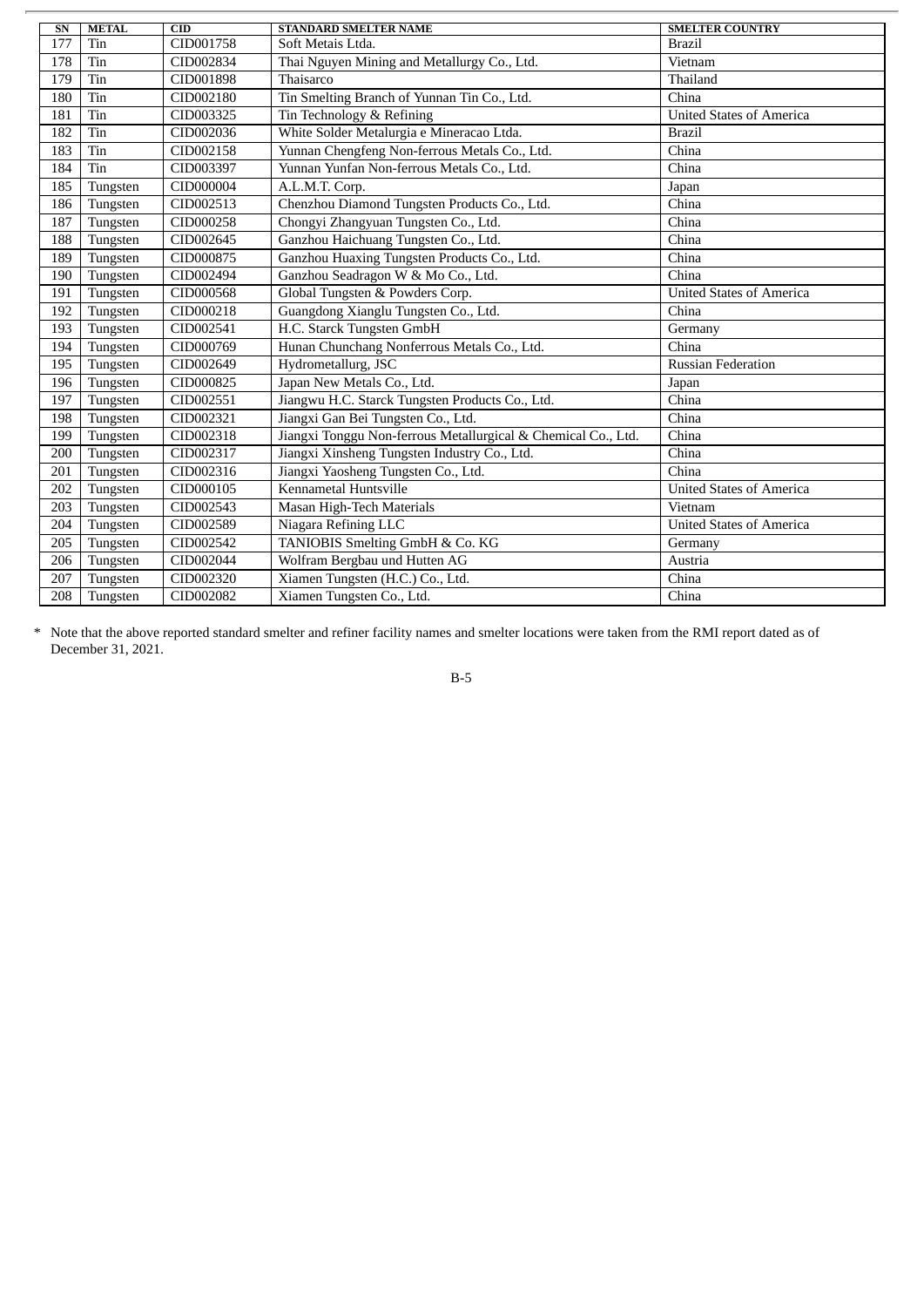| SN | METAL | CID | STANDARD SMELTER NAME | SMELTER COUNTRY |
| --- | --- | --- | --- | --- |
| 177 | Tin | CID001758 | Soft Metais Ltda. | Brazil |
| 178 | Tin | CID002834 | Thai Nguyen Mining and Metallurgy Co., Ltd. | Vietnam |
| 179 | Tin | CID001898 | Thaisarco | Thailand |
| 180 | Tin | CID002180 | Tin Smelting Branch of Yunnan Tin Co., Ltd. | China |
| 181 | Tin | CID003325 | Tin Technology & Refining | United States of America |
| 182 | Tin | CID002036 | White Solder Metalurgia e Mineracao Ltda. | Brazil |
| 183 | Tin | CID002158 | Yunnan Chengfeng Non-ferrous Metals Co., Ltd. | China |
| 184 | Tin | CID003397 | Yunnan Yunfan Non-ferrous Metals Co., Ltd. | China |
| 185 | Tungsten | CID000004 | A.L.M.T. Corp. | Japan |
| 186 | Tungsten | CID002513 | Chenzhou Diamond Tungsten Products Co., Ltd. | China |
| 187 | Tungsten | CID000258 | Chongyi Zhangyuan Tungsten Co., Ltd. | China |
| 188 | Tungsten | CID002645 | Ganzhou Haichuang Tungsten Co., Ltd. | China |
| 189 | Tungsten | CID000875 | Ganzhou Huaxing Tungsten Products Co., Ltd. | China |
| 190 | Tungsten | CID002494 | Ganzhou Seadragon W & Mo Co., Ltd. | China |
| 191 | Tungsten | CID000568 | Global Tungsten & Powders Corp. | United States of America |
| 192 | Tungsten | CID000218 | Guangdong Xianglu Tungsten Co., Ltd. | China |
| 193 | Tungsten | CID002541 | H.C. Starck Tungsten GmbH | Germany |
| 194 | Tungsten | CID000769 | Hunan Chunchang Nonferrous Metals Co., Ltd. | China |
| 195 | Tungsten | CID002649 | Hydrometallurg, JSC | Russian Federation |
| 196 | Tungsten | CID000825 | Japan New Metals Co., Ltd. | Japan |
| 197 | Tungsten | CID002551 | Jiangwu H.C. Starck Tungsten Products Co., Ltd. | China |
| 198 | Tungsten | CID002321 | Jiangxi Gan Bei Tungsten Co., Ltd. | China |
| 199 | Tungsten | CID002318 | Jiangxi Tonggu Non-ferrous Metallurgical & Chemical Co., Ltd. | China |
| 200 | Tungsten | CID002317 | Jiangxi Xinsheng Tungsten Industry Co., Ltd. | China |
| 201 | Tungsten | CID002316 | Jiangxi Yaosheng Tungsten Co., Ltd. | China |
| 202 | Tungsten | CID000105 | Kennametal Huntsville | United States of America |
| 203 | Tungsten | CID002543 | Masan High-Tech Materials | Vietnam |
| 204 | Tungsten | CID002589 | Niagara Refining LLC | United States of America |
| 205 | Tungsten | CID002542 | TANIOBIS Smelting GmbH & Co. KG | Germany |
| 206 | Tungsten | CID002044 | Wolfram Bergbau und Hutten AG | Austria |
| 207 | Tungsten | CID002320 | Xiamen Tungsten (H.C.) Co., Ltd. | China |
| 208 | Tungsten | CID002082 | Xiamen Tungsten Co., Ltd. | China |

\* Note that the above reported standard smelter and refiner facility names and smelter locations were taken from the RMI report dated as of December 31, 2021.